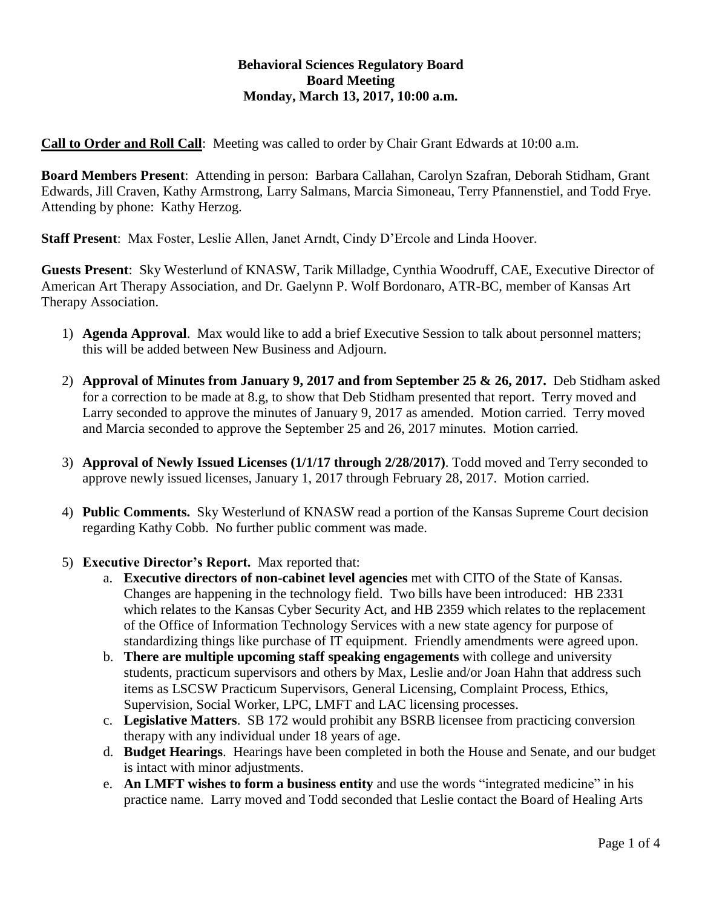**Behavioral Sciences Regulatory Board**
**Board Meeting**
**Monday, March 13, 2017, 10:00 a.m.**

**Call to Order and Roll Call**: Meeting was called to order by Chair Grant Edwards at 10:00 a.m.

**Board Members Present**: Attending in person: Barbara Callahan, Carolyn Szafran, Deborah Stidham, Grant Edwards, Jill Craven, Kathy Armstrong, Larry Salmans, Marcia Simoneau, Terry Pfannenstiel, and Todd Frye. Attending by phone: Kathy Herzog.

**Staff Present**: Max Foster, Leslie Allen, Janet Arndt, Cindy D'Ercole and Linda Hoover.

**Guests Present**: Sky Westerlund of KNASW, Tarik Milladge, Cynthia Woodruff, CAE, Executive Director of American Art Therapy Association, and Dr. Gaelynn P. Wolf Bordonaro, ATR-BC, member of Kansas Art Therapy Association.

1) **Agenda Approval**. Max would like to add a brief Executive Session to talk about personnel matters; this will be added between New Business and Adjourn.

2) **Approval of Minutes from January 9, 2017 and from September 25 & 26, 2017.** Deb Stidham asked for a correction to be made at 8.g, to show that Deb Stidham presented that report. Terry moved and Larry seconded to approve the minutes of January 9, 2017 as amended. Motion carried. Terry moved and Marcia seconded to approve the September 25 and 26, 2017 minutes. Motion carried.

3) **Approval of Newly Issued Licenses (1/1/17 through 2/28/2017)**. Todd moved and Terry seconded to approve newly issued licenses, January 1, 2017 through February 28, 2017. Motion carried.

4) **Public Comments.** Sky Westerlund of KNASW read a portion of the Kansas Supreme Court decision regarding Kathy Cobb. No further public comment was made.

5) **Executive Director's Report.** Max reported that:
   a. **Executive directors of non-cabinet level agencies** met with CITO of the State of Kansas. Changes are happening in the technology field. Two bills have been introduced: HB 2331 which relates to the Kansas Cyber Security Act, and HB 2359 which relates to the replacement of the Office of Information Technology Services with a new state agency for purpose of standardizing things like purchase of IT equipment. Friendly amendments were agreed upon.
   b. **There are multiple upcoming staff speaking engagements** with college and university students, practicum supervisors and others by Max, Leslie and/or Joan Hahn that address such items as LSCSW Practicum Supervisors, General Licensing, Complaint Process, Ethics, Supervision, Social Worker, LPC, LMFT and LAC licensing processes.
   c. **Legislative Matters**. SB 172 would prohibit any BSRB licensee from practicing conversion therapy with any individual under 18 years of age.
   d. **Budget Hearings**. Hearings have been completed in both the House and Senate, and our budget is intact with minor adjustments.
   e. **An LMFT wishes to form a business entity** and use the words "integrated medicine" in his practice name. Larry moved and Todd seconded that Leslie contact the Board of Healing Arts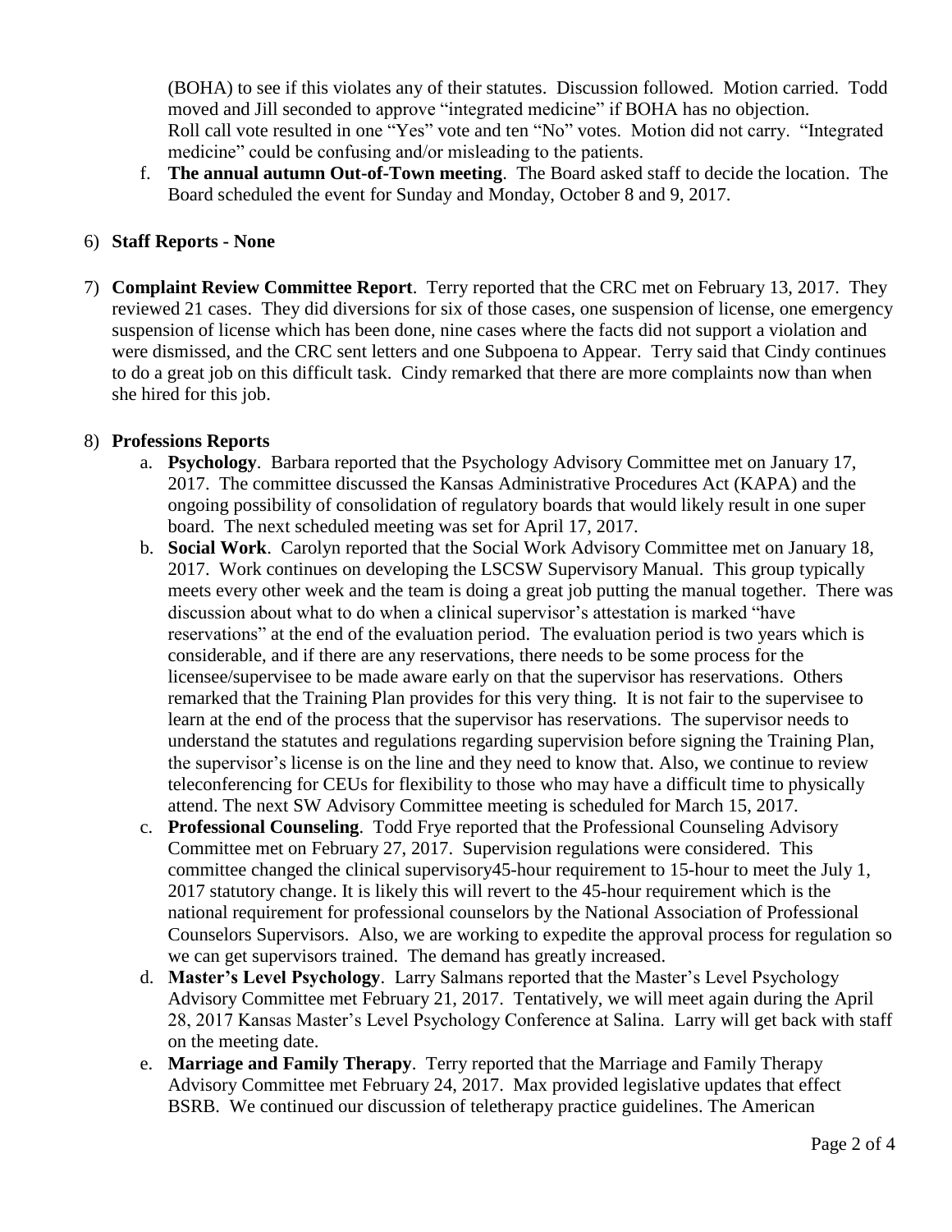(BOHA) to see if this violates any of their statutes. Discussion followed. Motion carried. Todd moved and Jill seconded to approve "integrated medicine" if BOHA has no objection. Roll call vote resulted in one "Yes" vote and ten "No" votes. Motion did not carry. "Integrated medicine" could be confusing and/or misleading to the patients.

f. **The annual autumn Out-of-Town meeting**. The Board asked staff to decide the location. The Board scheduled the event for Sunday and Monday, October 8 and 9, 2017.

6) **Staff Reports - None**

7) **Complaint Review Committee Report**. Terry reported that the CRC met on February 13, 2017. They reviewed 21 cases. They did diversions for six of those cases, one suspension of license, one emergency suspension of license which has been done, nine cases where the facts did not support a violation and were dismissed, and the CRC sent letters and one Subpoena to Appear. Terry said that Cindy continues to do a great job on this difficult task. Cindy remarked that there are more complaints now than when she hired for this job.

8) **Professions Reports**

a. **Psychology**. Barbara reported that the Psychology Advisory Committee met on January 17, 2017. The committee discussed the Kansas Administrative Procedures Act (KAPA) and the ongoing possibility of consolidation of regulatory boards that would likely result in one super board. The next scheduled meeting was set for April 17, 2017.

b. **Social Work**. Carolyn reported that the Social Work Advisory Committee met on January 18, 2017. Work continues on developing the LSCSW Supervisory Manual. This group typically meets every other week and the team is doing a great job putting the manual together. There was discussion about what to do when a clinical supervisor's attestation is marked "have reservations" at the end of the evaluation period. The evaluation period is two years which is considerable, and if there are any reservations, there needs to be some process for the licensee/supervisee to be made aware early on that the supervisor has reservations. Others remarked that the Training Plan provides for this very thing. It is not fair to the supervisee to learn at the end of the process that the supervisor has reservations. The supervisor needs to understand the statutes and regulations regarding supervision before signing the Training Plan, the supervisor's license is on the line and they need to know that. Also, we continue to review teleconferencing for CEUs for flexibility to those who may have a difficult time to physically attend. The next SW Advisory Committee meeting is scheduled for March 15, 2017.

c. **Professional Counseling**. Todd Frye reported that the Professional Counseling Advisory Committee met on February 27, 2017. Supervision regulations were considered. This committee changed the clinical supervisory45-hour requirement to 15-hour to meet the July 1, 2017 statutory change. It is likely this will revert to the 45-hour requirement which is the national requirement for professional counselors by the National Association of Professional Counselors Supervisors. Also, we are working to expedite the approval process for regulation so we can get supervisors trained. The demand has greatly increased.

d. **Master's Level Psychology**. Larry Salmans reported that the Master's Level Psychology Advisory Committee met February 21, 2017. Tentatively, we will meet again during the April 28, 2017 Kansas Master's Level Psychology Conference at Salina. Larry will get back with staff on the meeting date.

e. **Marriage and Family Therapy**. Terry reported that the Marriage and Family Therapy Advisory Committee met February 24, 2017. Max provided legislative updates that effect BSRB. We continued our discussion of teletherapy practice guidelines. The American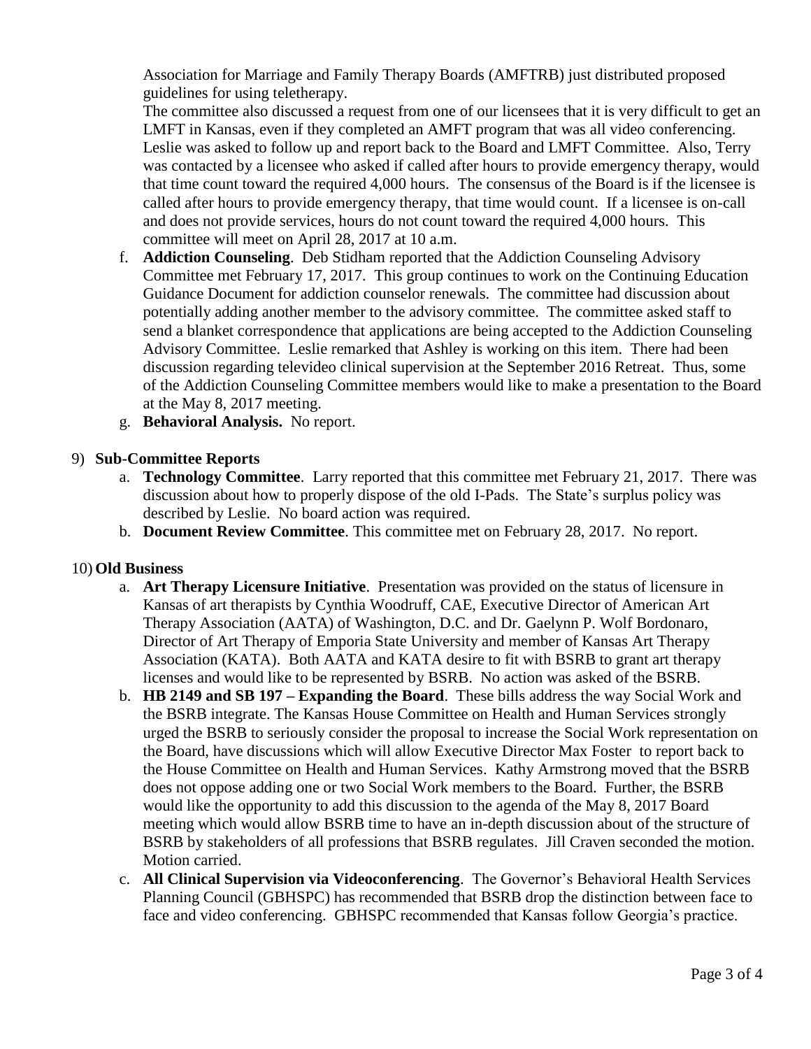Association for Marriage and Family Therapy Boards (AMFTRB) just distributed proposed guidelines for using teletherapy.

The committee also discussed a request from one of our licensees that it is very difficult to get an LMFT in Kansas, even if they completed an AMFT program that was all video conferencing. Leslie was asked to follow up and report back to the Board and LMFT Committee. Also, Terry was contacted by a licensee who asked if called after hours to provide emergency therapy, would that time count toward the required 4,000 hours. The consensus of the Board is if the licensee is called after hours to provide emergency therapy, that time would count. If a licensee is on-call and does not provide services, hours do not count toward the required 4,000 hours. This committee will meet on April 28, 2017 at 10 a.m.

f. **Addiction Counseling**. Deb Stidham reported that the Addiction Counseling Advisory Committee met February 17, 2017. This group continues to work on the Continuing Education Guidance Document for addiction counselor renewals. The committee had discussion about potentially adding another member to the advisory committee. The committee asked staff to send a blanket correspondence that applications are being accepted to the Addiction Counseling Advisory Committee. Leslie remarked that Ashley is working on this item. There had been discussion regarding televideo clinical supervision at the September 2016 Retreat. Thus, some of the Addiction Counseling Committee members would like to make a presentation to the Board at the May 8, 2017 meeting.

g. **Behavioral Analysis.** No report.

9) **Sub-Committee Reports**

a. **Technology Committee**. Larry reported that this committee met February 21, 2017. There was discussion about how to properly dispose of the old I-Pads. The State's surplus policy was described by Leslie. No board action was required.

b. **Document Review Committee**. This committee met on February 28, 2017. No report.

10) **Old Business**

a. **Art Therapy Licensure Initiative**. Presentation was provided on the status of licensure in Kansas of art therapists by Cynthia Woodruff, CAE, Executive Director of American Art Therapy Association (AATA) of Washington, D.C. and Dr. Gaelynn P. Wolf Bordonaro, Director of Art Therapy of Emporia State University and member of Kansas Art Therapy Association (KATA). Both AATA and KATA desire to fit with BSRB to grant art therapy licenses and would like to be represented by BSRB. No action was asked of the BSRB.

b. **HB 2149 and SB 197 – Expanding the Board**. These bills address the way Social Work and the BSRB integrate. The Kansas House Committee on Health and Human Services strongly urged the BSRB to seriously consider the proposal to increase the Social Work representation on the Board, have discussions which will allow Executive Director Max Foster to report back to the House Committee on Health and Human Services. Kathy Armstrong moved that the BSRB does not oppose adding one or two Social Work members to the Board. Further, the BSRB would like the opportunity to add this discussion to the agenda of the May 8, 2017 Board meeting which would allow BSRB time to have an in-depth discussion about of the structure of BSRB by stakeholders of all professions that BSRB regulates. Jill Craven seconded the motion. Motion carried.

c. **All Clinical Supervision via Videoconferencing**. The Governor's Behavioral Health Services Planning Council (GBHSPC) has recommended that BSRB drop the distinction between face to face and video conferencing. GBHSPC recommended that Kansas follow Georgia's practice.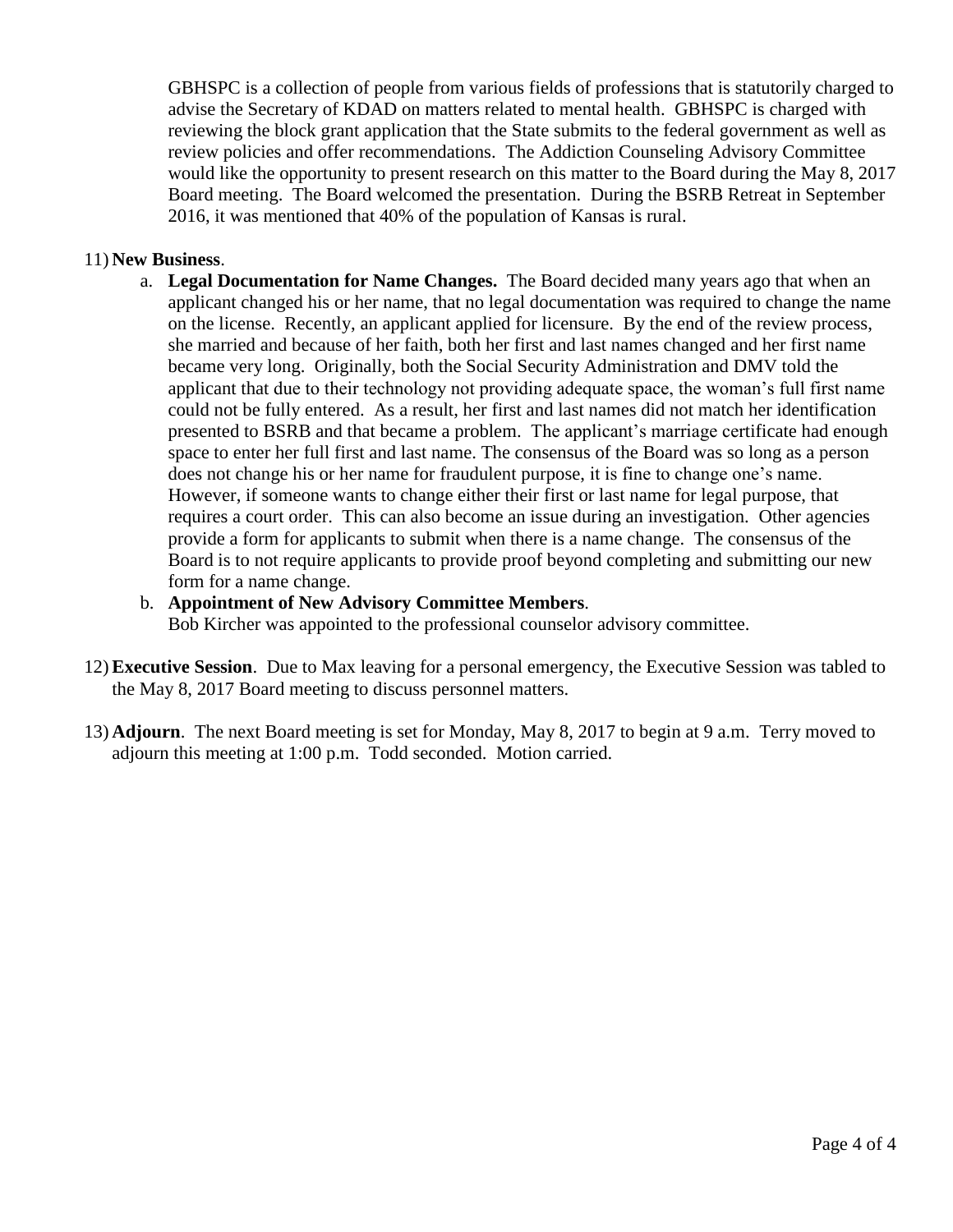GBHSPC is a collection of people from various fields of professions that is statutorily charged to advise the Secretary of KDAD on matters related to mental health. GBHSPC is charged with reviewing the block grant application that the State submits to the federal government as well as review policies and offer recommendations. The Addiction Counseling Advisory Committee would like the opportunity to present research on this matter to the Board during the May 8, 2017 Board meeting. The Board welcomed the presentation. During the BSRB Retreat in September 2016, it was mentioned that 40% of the population of Kansas is rural.

11) **New Business**.

a. **Legal Documentation for Name Changes.** The Board decided many years ago that when an applicant changed his or her name, that no legal documentation was required to change the name on the license. Recently, an applicant applied for licensure. By the end of the review process, she married and because of her faith, both her first and last names changed and her first name became very long. Originally, both the Social Security Administration and DMV told the applicant that due to their technology not providing adequate space, the woman's full first name could not be fully entered. As a result, her first and last names did not match her identification presented to BSRB and that became a problem. The applicant's marriage certificate had enough space to enter her full first and last name. The consensus of the Board was so long as a person does not change his or her name for fraudulent purpose, it is fine to change one's name. However, if someone wants to change either their first or last name for legal purpose, that requires a court order. This can also become an issue during an investigation. Other agencies provide a form for applicants to submit when there is a name change. The consensus of the Board is to not require applicants to provide proof beyond completing and submitting our new form for a name change.

b. **Appointment of New Advisory Committee Members**.
Bob Kircher was appointed to the professional counselor advisory committee.

12) **Executive Session**. Due to Max leaving for a personal emergency, the Executive Session was tabled to the May 8, 2017 Board meeting to discuss personnel matters.

13) **Adjourn**. The next Board meeting is set for Monday, May 8, 2017 to begin at 9 a.m. Terry moved to adjourn this meeting at 1:00 p.m. Todd seconded. Motion carried.